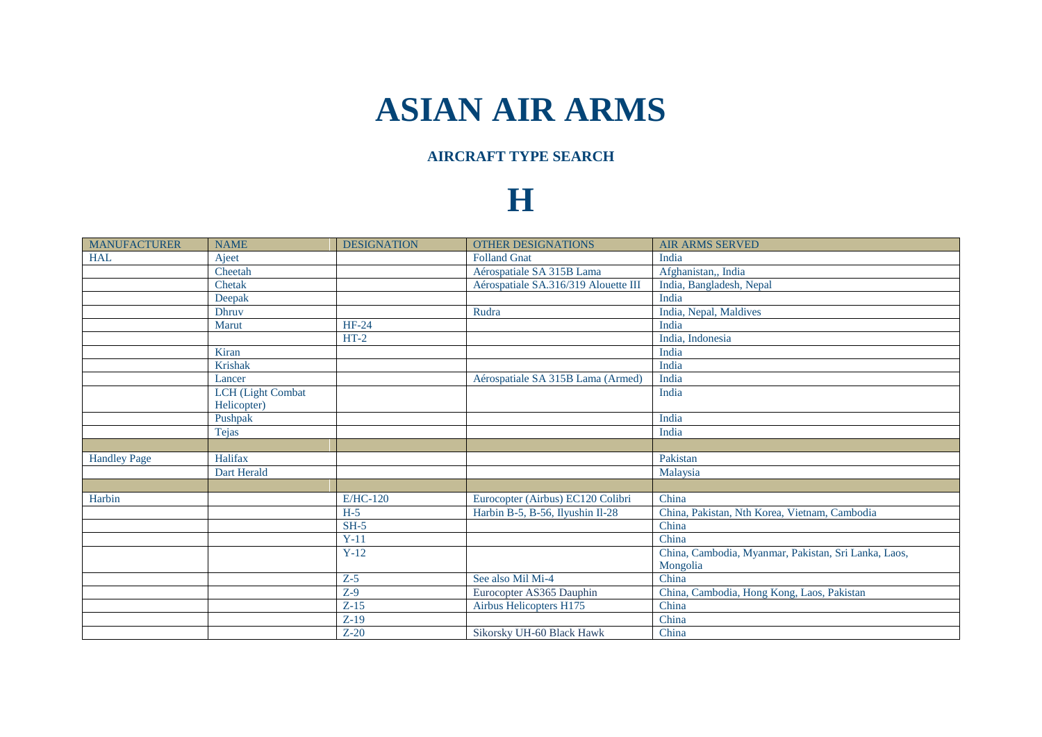# ASIAN AIR ARMS

## AIRCRAFT TYPE SEARCH

# H

| MANUFACTURER | NAME | DESIGNATION | OTHER DESIGNATIONS | AIR ARMS SERVED |
|---|---|---|---|---|
| HAL | Ajeet | | Folland Gnat | India |
| | Cheetah | | Aérospatiale SA 315B Lama | Afghanistan,, India |
| | Chetak | | Aérospatiale SA.316/319 Alouette III | India, Bangladesh, Nepal |
| | Deepak | | | India |
| | Dhruv | | Rudra | India, Nepal, Maldives |
| | Marut | HF-24 | | India |
| | | HT-2 | | India, Indonesia |
| | Kiran | | | India |
| | Krishak | | | India |
| | Lancer | | Aérospatiale SA 315B Lama (Armed) | India |
| | LCH (Light Combat Helicopter) | | | India |
| | Pushpak | | | India |
| | Tejas | | | India |
| | | | | |
| Handley Page | Halifax | | | Pakistan |
| | Dart Herald | | | Malaysia |
| | | | | |
| Harbin | | E/HC-120 | Eurocopter (Airbus) EC120 Colibri | China |
| | | H-5 | Harbin B-5, B-56, Ilyushin Il-28 | China, Pakistan, Nth Korea, Vietnam, Cambodia |
| | | SH-5 | | China |
| | | Y-11 | | China |
| | | Y-12 | | China, Cambodia, Myanmar, Pakistan, Sri Lanka, Laos, Mongolia |
| | | Z-5 | See also Mil Mi-4 | China |
| | | Z-9 | Eurocopter AS365 Dauphin | China, Cambodia, Hong Kong, Laos, Pakistan |
| | | Z-15 | Airbus Helicopters H175 | China |
| | | Z-19 | | China |
| | | Z-20 | Sikorsky UH-60 Black Hawk | China |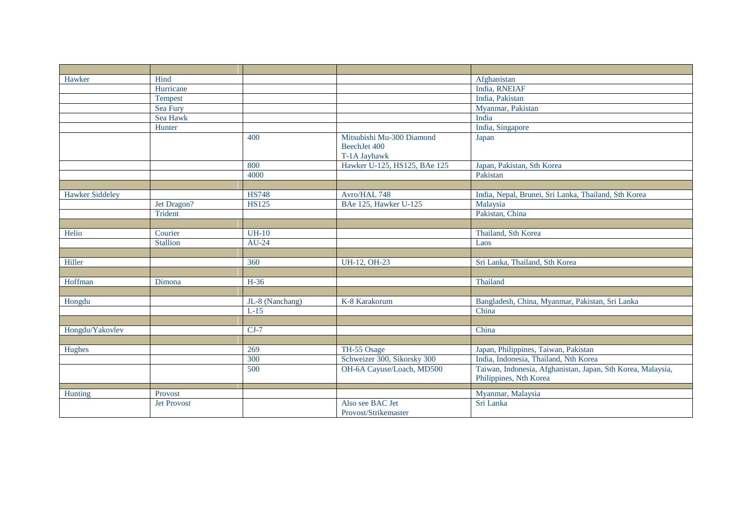| | | | | |
|---|---|---|---|---|
| Hawker | Hind | | | Afghanistan |
| | Hurricane | | | India, RNEIAF |
| | Tempest | | | India, Pakistan |
| | Sea Fury | | | Myanmar, Pakistan |
| | Sea Hawk | | | India |
| | Hunter | | | India, Singapore |
| | | 400 | Mitsubishi Mu-300 Diamond<br>BeechJet 400<br>T-1A Jayhawk | Japan |
| | | 800 | Hawker U-125, HS125, BAe 125 | Japan, Pakistan, Sth Korea |
| | | 4000 | | Pakistan |
| | | | | |
| Hawker Siddeley | | HS748 | Avro/HAL 748 | India, Nepal, Brunei, Sri Lanka, Thailand, Sth Korea |
| | Jet Dragon? | HS125 | BAe 125, Hawker U-125 | Malaysia |
| | Trident | | | Pakistan, China |
| | | | | |
| Helio | Courier | UH-10 | | Thailand, Sth Korea |
| | Stallion | AU-24 | | Laos |
| | | | | |
| Hiller | | 360 | UH-12, OH-23 | Sri Lanka, Thailand, Sth Korea |
| | | | | |
| Hoffman | Dimona | H-36 | | Thailand |
| | | | | |
| Hongdu | | JL-8 (Nanchang) | K-8 Karakorum | Bangladesh, China, Myanmar, Pakistan, Sri Lanka |
| | | L-15 | | China |
| | | | | |
| Hongdu/Yakovlev | | CJ-7 | | China |
| | | | | |
| Hughes | | 269 | TH-55 Osage | Japan, Philippines, Taiwan, Pakistan |
| | | 300 | Schweizer 300, Sikorsky 300 | India, Indonesia, Thailand, Nth Korea |
| | | 500 | OH-6A Cayuse/Loach, MD500 | Taiwan, Indonesia, Afghanistan, Japan, Sth Korea, Malaysia, Philippines, Nth Korea |
| | | | | |
| Hunting | Provost | | | Myanmar, Malaysia |
| | Jet Provost | | Also see BAC Jet Provost/Strikemaster | Sri Lanka |